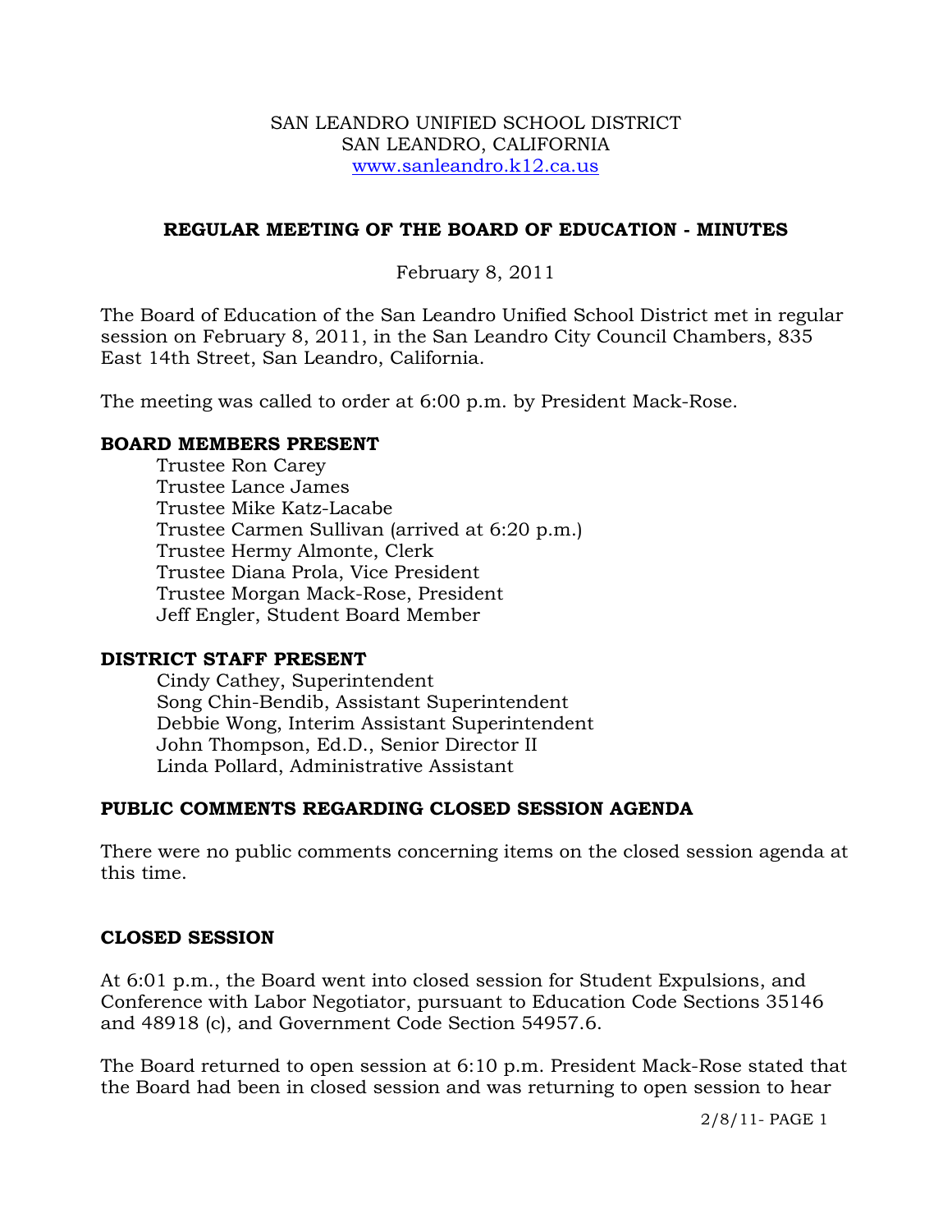SAN LEANDRO UNIFIED SCHOOL DISTRICT
SAN LEANDRO, CALIFORNIA
www.sanleandro.k12.ca.us

# REGULAR MEETING OF THE BOARD OF EDUCATION - MINUTES

February 8, 2011

The Board of Education of the San Leandro Unified School District met in regular session on February 8, 2011, in the San Leandro City Council Chambers, 835 East 14th Street, San Leandro, California.

The meeting was called to order at 6:00 p.m. by President Mack-Rose.

## BOARD MEMBERS PRESENT

Trustee Ron Carey
Trustee Lance James
Trustee Mike Katz-Lacabe
Trustee Carmen Sullivan (arrived at 6:20 p.m.)
Trustee Hermy Almonte, Clerk
Trustee Diana Prola, Vice President
Trustee Morgan Mack-Rose, President
Jeff Engler, Student Board Member

## DISTRICT STAFF PRESENT

Cindy Cathey, Superintendent
Song Chin-Bendib, Assistant Superintendent
Debbie Wong, Interim Assistant Superintendent
John Thompson, Ed.D., Senior Director II
Linda Pollard, Administrative Assistant

## PUBLIC COMMENTS REGARDING CLOSED SESSION AGENDA

There were no public comments concerning items on the closed session agenda at this time.

## CLOSED SESSION

At 6:01 p.m., the Board went into closed session for Student Expulsions, and Conference with Labor Negotiator, pursuant to Education Code Sections 35146 and 48918 (c), and Government Code Section 54957.6.

The Board returned to open session at 6:10 p.m. President Mack-Rose stated that the Board had been in closed session and was returning to open session to hear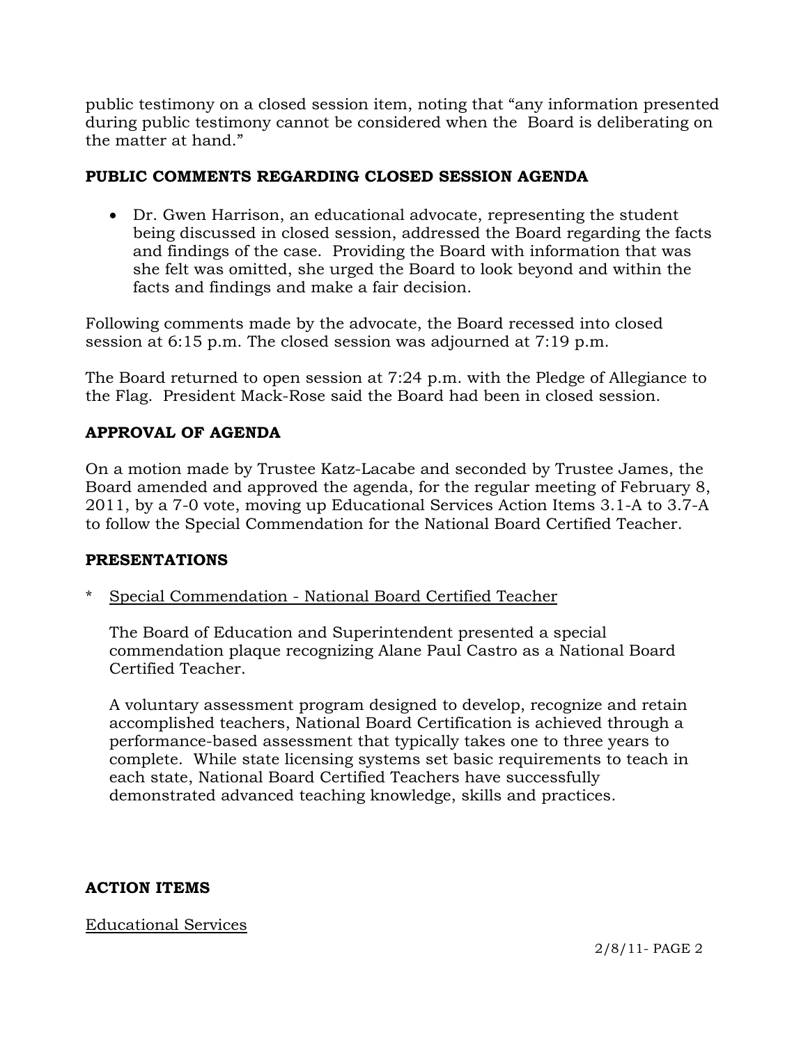public testimony on a closed session item, noting that "any information presented during public testimony cannot be considered when the Board is deliberating on the matter at hand."

## PUBLIC COMMENTS REGARDING CLOSED SESSION AGENDA

- Dr. Gwen Harrison, an educational advocate, representing the student being discussed in closed session, addressed the Board regarding the facts and findings of the case. Providing the Board with information that was she felt was omitted, she urged the Board to look beyond and within the facts and findings and make a fair decision.

Following comments made by the advocate, the Board recessed into closed session at 6:15 p.m. The closed session was adjourned at 7:19 p.m.

The Board returned to open session at 7:24 p.m. with the Pledge of Allegiance to the Flag. President Mack-Rose said the Board had been in closed session.

## APPROVAL OF AGENDA

On a motion made by Trustee Katz-Lacabe and seconded by Trustee James, the Board amended and approved the agenda, for the regular meeting of February 8, 2011, by a 7-0 vote, moving up Educational Services Action Items 3.1-A to 3.7-A to follow the Special Commendation for the National Board Certified Teacher.

## PRESENTATIONS

\* Special Commendation - National Board Certified Teacher

The Board of Education and Superintendent presented a special commendation plaque recognizing Alane Paul Castro as a National Board Certified Teacher.

A voluntary assessment program designed to develop, recognize and retain accomplished teachers, National Board Certification is achieved through a performance-based assessment that typically takes one to three years to complete. While state licensing systems set basic requirements to teach in each state, National Board Certified Teachers have successfully demonstrated advanced teaching knowledge, skills and practices.

## ACTION ITEMS

Educational Services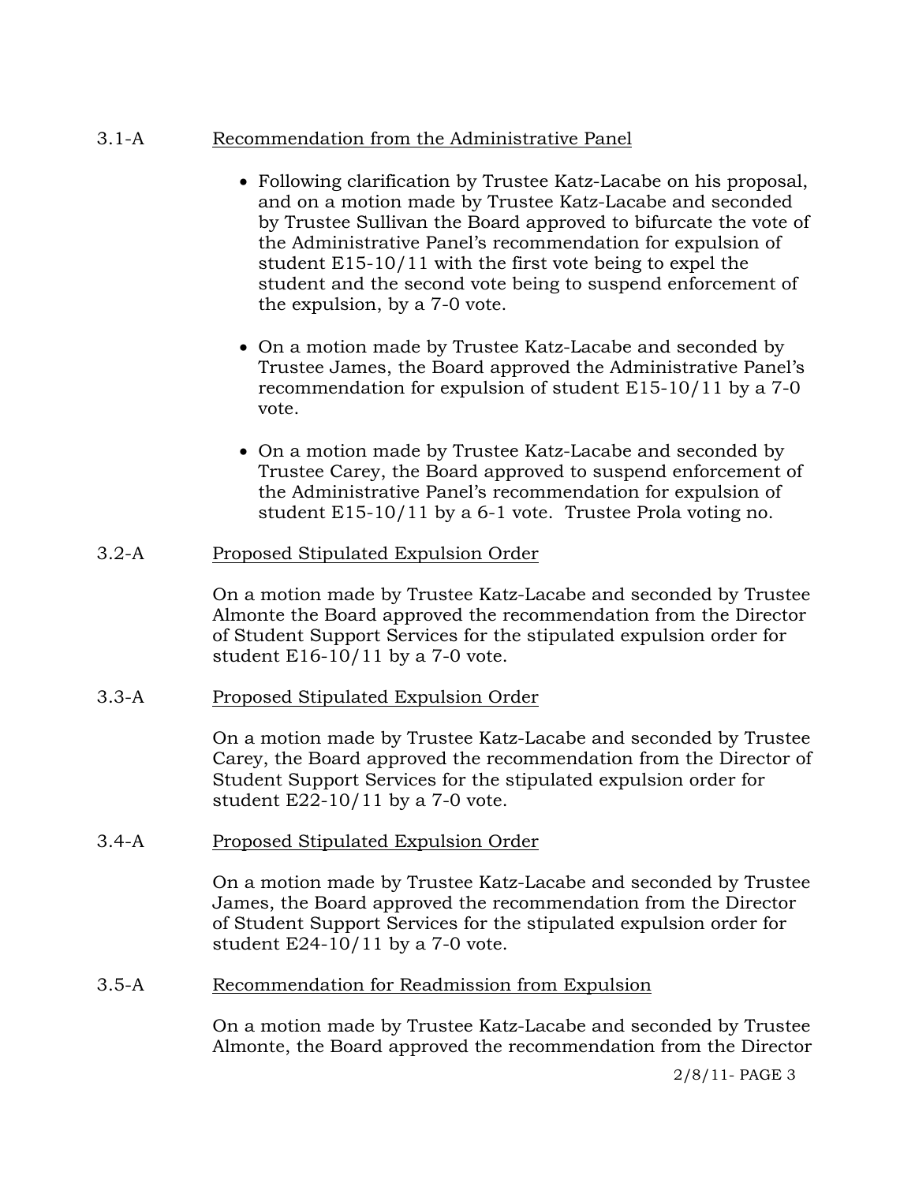3.1-A Recommendation from the Administrative Panel

- Following clarification by Trustee Katz-Lacabe on his proposal, and on a motion made by Trustee Katz-Lacabe and seconded by Trustee Sullivan the Board approved to bifurcate the vote of the Administrative Panel's recommendation for expulsion of student E15-10/11 with the first vote being to expel the student and the second vote being to suspend enforcement of the expulsion, by a 7-0 vote.

- On a motion made by Trustee Katz-Lacabe and seconded by Trustee James, the Board approved the Administrative Panel's recommendation for expulsion of student E15-10/11 by a 7-0 vote.

- On a motion made by Trustee Katz-Lacabe and seconded by Trustee Carey, the Board approved to suspend enforcement of the Administrative Panel's recommendation for expulsion of student E15-10/11 by a 6-1 vote. Trustee Prola voting no.

3.2-A Proposed Stipulated Expulsion Order

On a motion made by Trustee Katz-Lacabe and seconded by Trustee Almonte the Board approved the recommendation from the Director of Student Support Services for the stipulated expulsion order for student E16-10/11 by a 7-0 vote.

3.3-A Proposed Stipulated Expulsion Order

On a motion made by Trustee Katz-Lacabe and seconded by Trustee Carey, the Board approved the recommendation from the Director of Student Support Services for the stipulated expulsion order for student E22-10/11 by a 7-0 vote.

3.4-A Proposed Stipulated Expulsion Order

On a motion made by Trustee Katz-Lacabe and seconded by Trustee James, the Board approved the recommendation from the Director of Student Support Services for the stipulated expulsion order for student E24-10/11 by a 7-0 vote.

3.5-A Recommendation for Readmission from Expulsion

On a motion made by Trustee Katz-Lacabe and seconded by Trustee Almonte, the Board approved the recommendation from the Director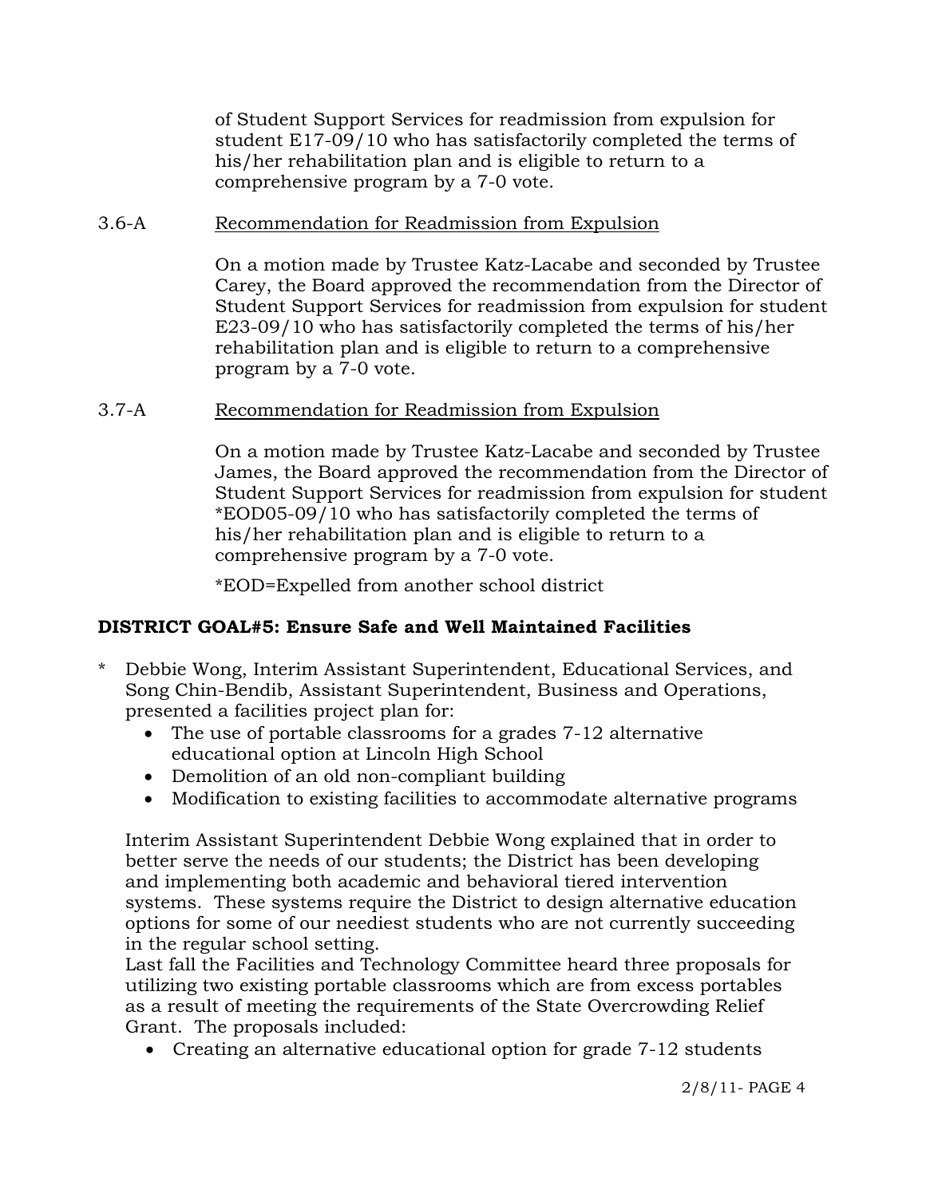of Student Support Services for readmission from expulsion for student E17-09/10 who has satisfactorily completed the terms of his/her rehabilitation plan and is eligible to return to a comprehensive program by a 7-0 vote.

3.6-A Recommendation for Readmission from Expulsion

On a motion made by Trustee Katz-Lacabe and seconded by Trustee Carey, the Board approved the recommendation from the Director of Student Support Services for readmission from expulsion for student E23-09/10 who has satisfactorily completed the terms of his/her rehabilitation plan and is eligible to return to a comprehensive program by a 7-0 vote.

3.7-A Recommendation for Readmission from Expulsion

On a motion made by Trustee Katz-Lacabe and seconded by Trustee James, the Board approved the recommendation from the Director of Student Support Services for readmission from expulsion for student *EOD05-09/10 who has satisfactorily completed the terms of his/her rehabilitation plan and is eligible to return to a comprehensive program by a 7-0 vote.

*EOD=Expelled from another school district

**DISTRICT GOAL#5: Ensure Safe and Well Maintained Facilities**

\* Debbie Wong, Interim Assistant Superintendent, Educational Services, and Song Chin-Bendib, Assistant Superintendent, Business and Operations, presented a facilities project plan for:

- The use of portable classrooms for a grades 7-12 alternative educational option at Lincoln High School
- Demolition of an old non-compliant building
- Modification to existing facilities to accommodate alternative programs

Interim Assistant Superintendent Debbie Wong explained that in order to better serve the needs of our students; the District has been developing and implementing both academic and behavioral tiered intervention systems. These systems require the District to design alternative education options for some of our neediest students who are not currently succeeding in the regular school setting.
Last fall the Facilities and Technology Committee heard three proposals for utilizing two existing portable classrooms which are from excess portables as a result of meeting the requirements of the State Overcrowding Relief Grant. The proposals included:

- Creating an alternative educational option for grade 7-12 students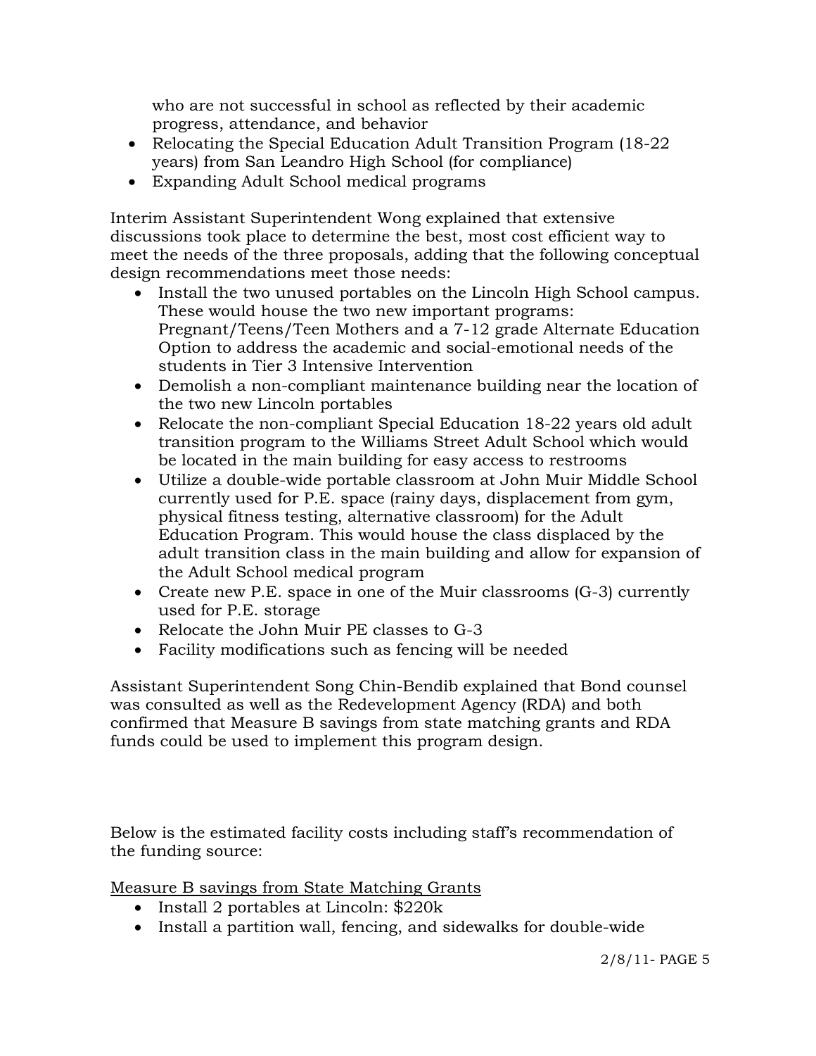who are not successful in school as reflected by their academic progress, attendance, and behavior

- Relocating the Special Education Adult Transition Program (18-22 years) from San Leandro High School (for compliance)
- Expanding Adult School medical programs

Interim Assistant Superintendent Wong explained that extensive discussions took place to determine the best, most cost efficient way to meet the needs of the three proposals, adding that the following conceptual design recommendations meet those needs:

- Install the two unused portables on the Lincoln High School campus. These would house the two new important programs: Pregnant/Teens/Teen Mothers and a 7-12 grade Alternate Education Option to address the academic and social-emotional needs of the students in Tier 3 Intensive Intervention
- Demolish a non-compliant maintenance building near the location of the two new Lincoln portables
- Relocate the non-compliant Special Education 18-22 years old adult transition program to the Williams Street Adult School which would be located in the main building for easy access to restrooms
- Utilize a double-wide portable classroom at John Muir Middle School currently used for P.E. space (rainy days, displacement from gym, physical fitness testing, alternative classroom) for the Adult Education Program. This would house the class displaced by the adult transition class in the main building and allow for expansion of the Adult School medical program
- Create new P.E. space in one of the Muir classrooms (G-3) currently used for P.E. storage
- Relocate the John Muir PE classes to G-3
- Facility modifications such as fencing will be needed

Assistant Superintendent Song Chin-Bendib explained that Bond counsel was consulted as well as the Redevelopment Agency (RDA) and both confirmed that Measure B savings from state matching grants and RDA funds could be used to implement this program design.

Below is the estimated facility costs including staff's recommendation of the funding source:

<u>Measure B savings from State Matching Grants</u>

- Install 2 portables at Lincoln: $220k
- Install a partition wall, fencing, and sidewalks for double-wide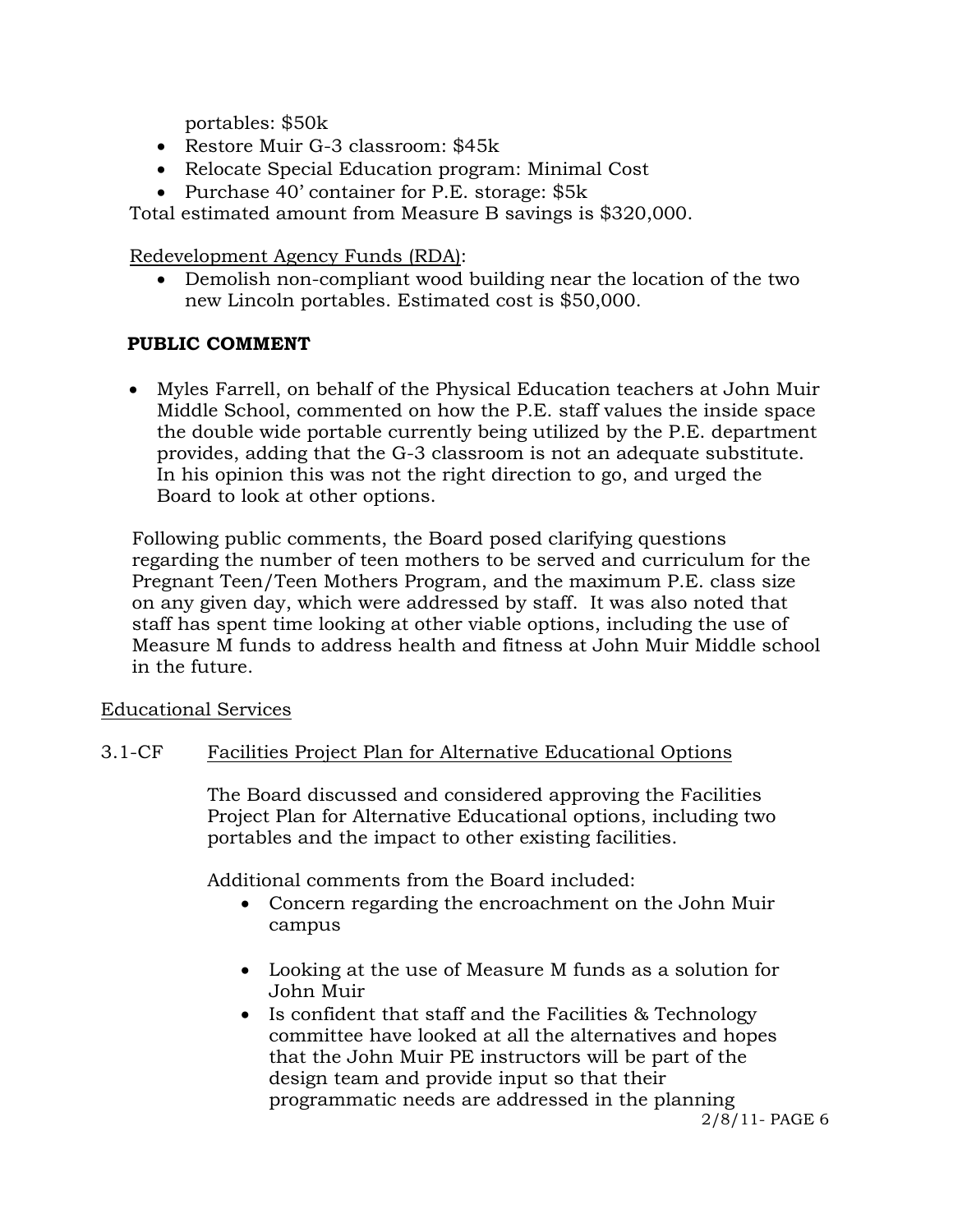portables: $50k

- Restore Muir G-3 classroom: $45k
- Relocate Special Education program: Minimal Cost
- Purchase 40' container for P.E. storage: $5k

Total estimated amount from Measure B savings is $320,000.

Redevelopment Agency Funds (RDA):

- Demolish non-compliant wood building near the location of the two new Lincoln portables. Estimated cost is $50,000.

**PUBLIC COMMENT**

- Myles Farrell, on behalf of the Physical Education teachers at John Muir Middle School, commented on how the P.E. staff values the inside space the double wide portable currently being utilized by the P.E. department provides, adding that the G-3 classroom is not an adequate substitute. In his opinion this was not the right direction to go, and urged the Board to look at other options.

Following public comments, the Board posed clarifying questions regarding the number of teen mothers to be served and curriculum for the Pregnant Teen/Teen Mothers Program, and the maximum P.E. class size on any given day, which were addressed by staff. It was also noted that staff has spent time looking at other viable options, including the use of Measure M funds to address health and fitness at John Muir Middle school in the future.

Educational Services

3.1-CF Facilities Project Plan for Alternative Educational Options

The Board discussed and considered approving the Facilities Project Plan for Alternative Educational options, including two portables and the impact to other existing facilities.

Additional comments from the Board included:

- Concern regarding the encroachment on the John Muir campus
- Looking at the use of Measure M funds as a solution for John Muir
- Is confident that staff and the Facilities & Technology committee have looked at all the alternatives and hopes that the John Muir PE instructors will be part of the design team and provide input so that their programmatic needs are addressed in the planning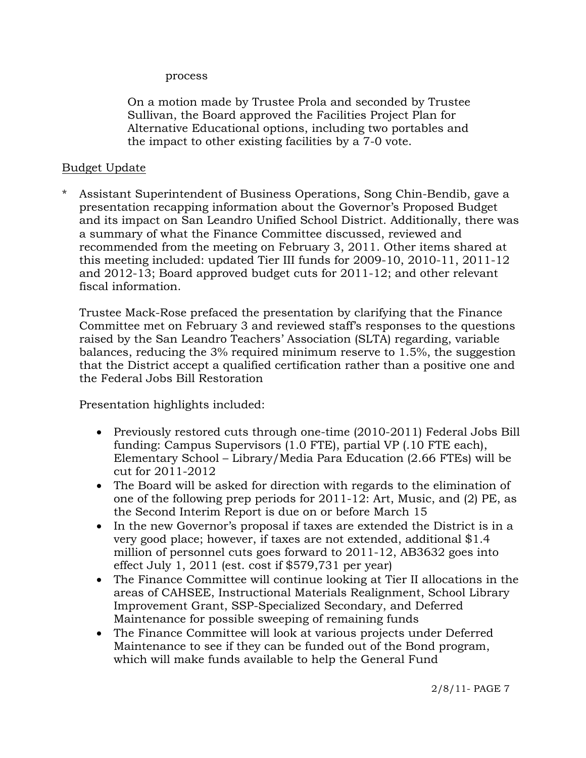process

On a motion made by Trustee Prola and seconded by Trustee Sullivan, the Board approved the Facilities Project Plan for Alternative Educational options, including two portables and the impact to other existing facilities by a 7-0 vote.

Budget Update

* Assistant Superintendent of Business Operations, Song Chin-Bendib, gave a presentation recapping information about the Governor's Proposed Budget and its impact on San Leandro Unified School District. Additionally, there was a summary of what the Finance Committee discussed, reviewed and recommended from the meeting on February 3, 2011. Other items shared at this meeting included: updated Tier III funds for 2009-10, 2010-11, 2011-12 and 2012-13; Board approved budget cuts for 2011-12; and other relevant fiscal information.

  Trustee Mack-Rose prefaced the presentation by clarifying that the Finance Committee met on February 3 and reviewed staff's responses to the questions raised by the San Leandro Teachers' Association (SLTA) regarding, variable balances, reducing the 3% required minimum reserve to 1.5%, the suggestion that the District accept a qualified certification rather than a positive one and the Federal Jobs Bill Restoration

  Presentation highlights included:

  - Previously restored cuts through one-time (2010-2011) Federal Jobs Bill funding: Campus Supervisors (1.0 FTE), partial VP (.10 FTE each), Elementary School – Library/Media Para Education (2.66 FTEs) will be cut for 2011-2012
  - The Board will be asked for direction with regards to the elimination of one of the following prep periods for 2011-12: Art, Music, and (2) PE, as the Second Interim Report is due on or before March 15
  - In the new Governor's proposal if taxes are extended the District is in a very good place; however, if taxes are not extended, additional $1.4 million of personnel cuts goes forward to 2011-12, AB3632 goes into effect July 1, 2011 (est. cost if $579,731 per year)
  - The Finance Committee will continue looking at Tier II allocations in the areas of CAHSEE, Instructional Materials Realignment, School Library Improvement Grant, SSP-Specialized Secondary, and Deferred Maintenance for possible sweeping of remaining funds
  - The Finance Committee will look at various projects under Deferred Maintenance to see if they can be funded out of the Bond program, which will make funds available to help the General Fund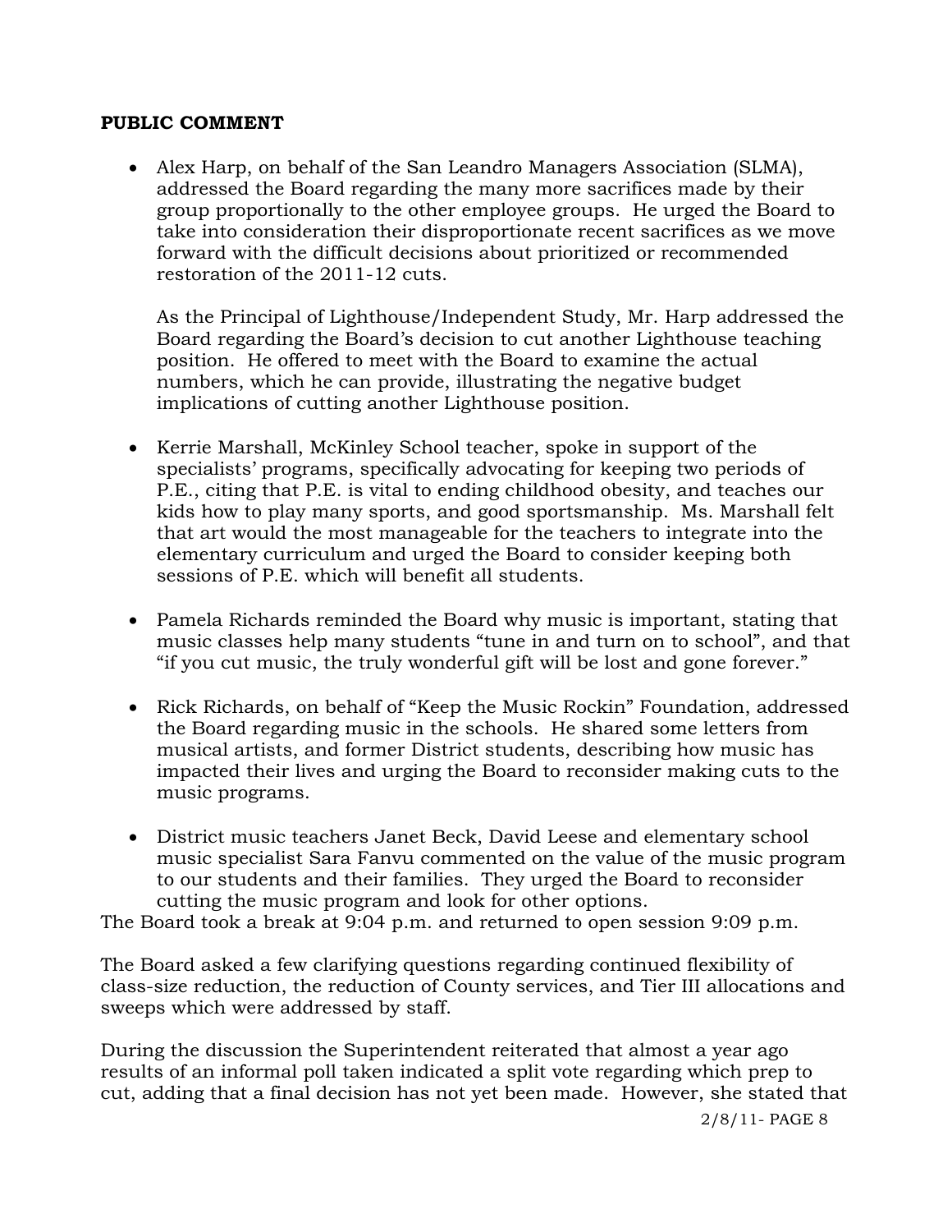**PUBLIC COMMENT**

- Alex Harp, on behalf of the San Leandro Managers Association (SLMA), addressed the Board regarding the many more sacrifices made by their group proportionally to the other employee groups. He urged the Board to take into consideration their disproportionate recent sacrifices as we move forward with the difficult decisions about prioritized or recommended restoration of the 2011-12 cuts.

  As the Principal of Lighthouse/Independent Study, Mr. Harp addressed the Board regarding the Board's decision to cut another Lighthouse teaching position. He offered to meet with the Board to examine the actual numbers, which he can provide, illustrating the negative budget implications of cutting another Lighthouse position.

- Kerrie Marshall, McKinley School teacher, spoke in support of the specialists' programs, specifically advocating for keeping two periods of P.E., citing that P.E. is vital to ending childhood obesity, and teaches our kids how to play many sports, and good sportsmanship. Ms. Marshall felt that art would the most manageable for the teachers to integrate into the elementary curriculum and urged the Board to consider keeping both sessions of P.E. which will benefit all students.

- Pamela Richards reminded the Board why music is important, stating that music classes help many students "tune in and turn on to school", and that "if you cut music, the truly wonderful gift will be lost and gone forever."

- Rick Richards, on behalf of "Keep the Music Rockin" Foundation, addressed the Board regarding music in the schools. He shared some letters from musical artists, and former District students, describing how music has impacted their lives and urging the Board to reconsider making cuts to the music programs.

- District music teachers Janet Beck, David Leese and elementary school music specialist Sara Fanvu commented on the value of the music program to our students and their families. They urged the Board to reconsider cutting the music program and look for other options.

The Board took a break at 9:04 p.m. and returned to open session 9:09 p.m.

The Board asked a few clarifying questions regarding continued flexibility of class-size reduction, the reduction of County services, and Tier III allocations and sweeps which were addressed by staff.

During the discussion the Superintendent reiterated that almost a year ago results of an informal poll taken indicated a split vote regarding which prep to cut, adding that a final decision has not yet been made. However, she stated that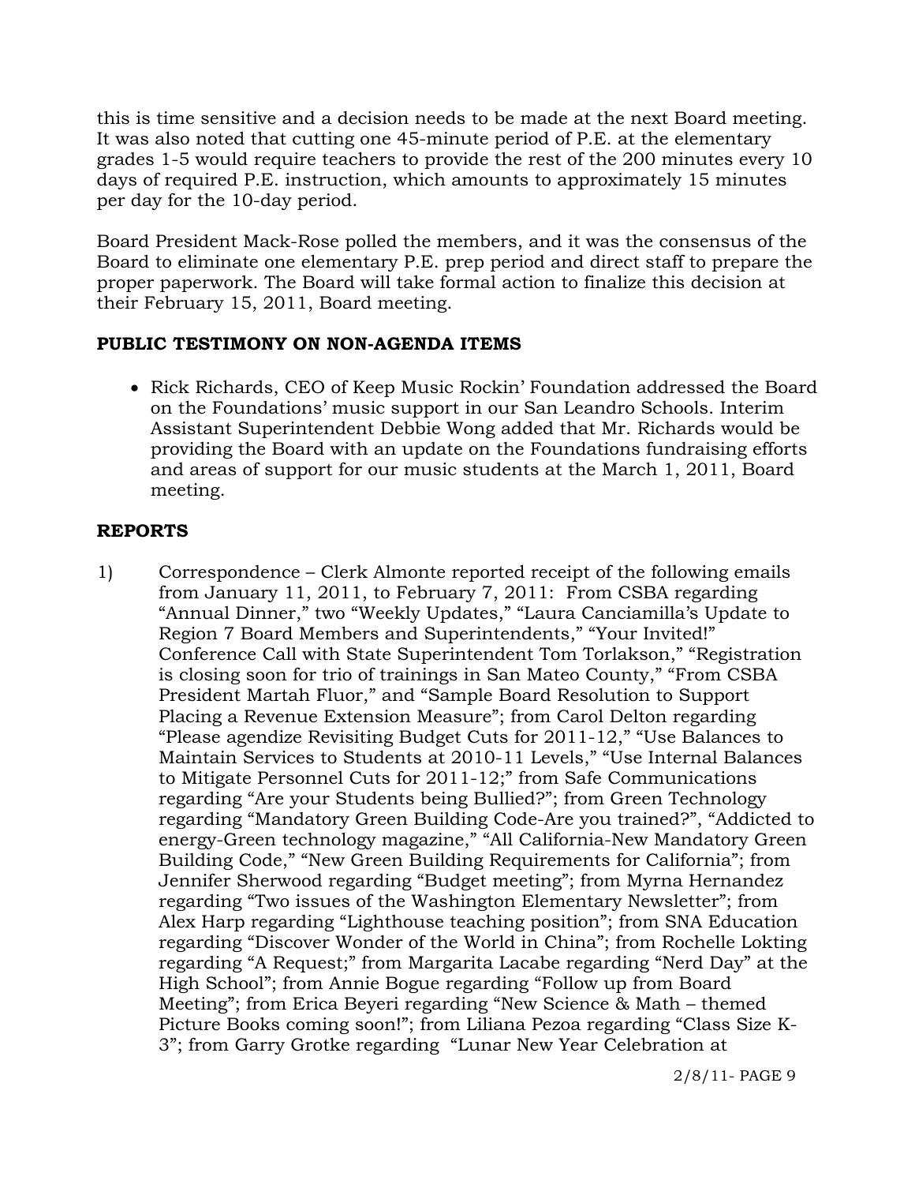this is time sensitive and a decision needs to be made at the next Board meeting. It was also noted that cutting one 45-minute period of P.E. at the elementary grades 1-5 would require teachers to provide the rest of the 200 minutes every 10 days of required P.E. instruction, which amounts to approximately 15 minutes per day for the 10-day period.

Board President Mack-Rose polled the members, and it was the consensus of the Board to eliminate one elementary P.E. prep period and direct staff to prepare the proper paperwork. The Board will take formal action to finalize this decision at their February 15, 2011, Board meeting.

**PUBLIC TESTIMONY ON NON-AGENDA ITEMS**

- Rick Richards, CEO of Keep Music Rockin' Foundation addressed the Board on the Foundations' music support in our San Leandro Schools. Interim Assistant Superintendent Debbie Wong added that Mr. Richards would be providing the Board with an update on the Foundations fundraising efforts and areas of support for our music students at the March 1, 2011, Board meeting.

**REPORTS**

1) Correspondence – Clerk Almonte reported receipt of the following emails from January 11, 2011, to February 7, 2011: From CSBA regarding "Annual Dinner," two "Weekly Updates," "Laura Canciamilla's Update to Region 7 Board Members and Superintendents," "Your Invited!" Conference Call with State Superintendent Tom Torlakson," "Registration is closing soon for trio of trainings in San Mateo County," "From CSBA President Martah Fluor," and "Sample Board Resolution to Support Placing a Revenue Extension Measure"; from Carol Delton regarding "Please agendize Revisiting Budget Cuts for 2011-12," "Use Balances to Maintain Services to Students at 2010-11 Levels," "Use Internal Balances to Mitigate Personnel Cuts for 2011-12;" from Safe Communications regarding "Are your Students being Bullied?"; from Green Technology regarding "Mandatory Green Building Code-Are you trained?", "Addicted to energy-Green technology magazine," "All California-New Mandatory Green Building Code," "New Green Building Requirements for California"; from Jennifer Sherwood regarding "Budget meeting"; from Myrna Hernandez regarding "Two issues of the Washington Elementary Newsletter"; from Alex Harp regarding "Lighthouse teaching position"; from SNA Education regarding "Discover Wonder of the World in China"; from Rochelle Lokting regarding "A Request;" from Margarita Lacabe regarding "Nerd Day" at the High School"; from Annie Bogue regarding "Follow up from Board Meeting"; from Erica Beyeri regarding "New Science & Math – themed Picture Books coming soon!"; from Liliana Pezoa regarding "Class Size K-3"; from Garry Grotke regarding "Lunar New Year Celebration at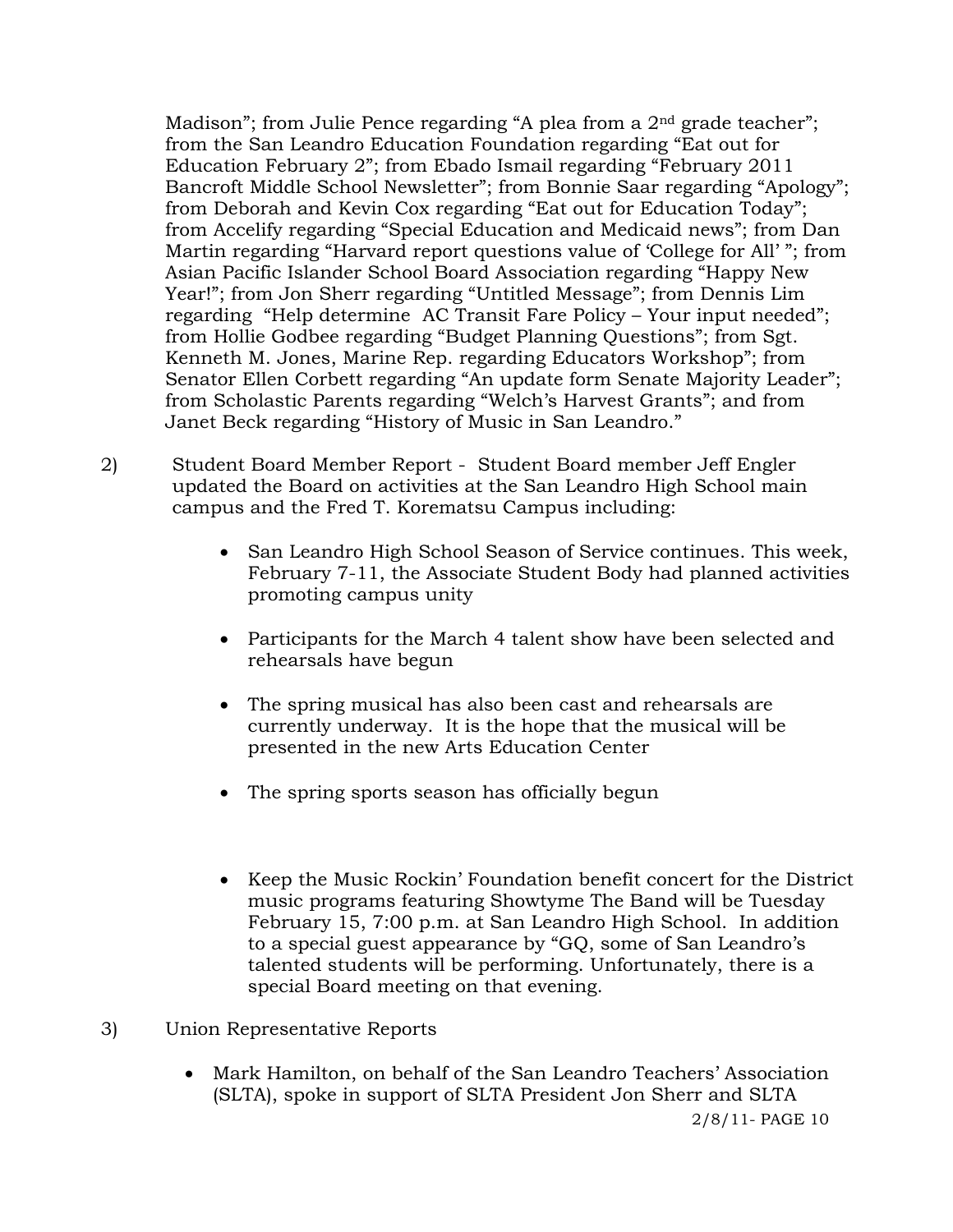Madison"; from Julie Pence regarding "A plea from a 2nd grade teacher"; from the San Leandro Education Foundation regarding "Eat out for Education February 2"; from Ebado Ismail regarding "February 2011 Bancroft Middle School Newsletter"; from Bonnie Saar regarding "Apology"; from Deborah and Kevin Cox regarding "Eat out for Education Today"; from Accelify regarding "Special Education and Medicaid news"; from Dan Martin regarding "Harvard report questions value of 'College for All' "; from Asian Pacific Islander School Board Association regarding "Happy New Year!"; from Jon Sherr regarding "Untitled Message"; from Dennis Lim regarding "Help determine AC Transit Fare Policy – Your input needed"; from Hollie Godbee regarding "Budget Planning Questions"; from Sgt. Kenneth M. Jones, Marine Rep. regarding Educators Workshop"; from Senator Ellen Corbett regarding "An update form Senate Majority Leader"; from Scholastic Parents regarding "Welch's Harvest Grants"; and from Janet Beck regarding "History of Music in San Leandro."

2) Student Board Member Report - Student Board member Jeff Engler updated the Board on activities at the San Leandro High School main campus and the Fred T. Korematsu Campus including:

   - San Leandro High School Season of Service continues. This week, February 7-11, the Associate Student Body had planned activities promoting campus unity
   - Participants for the March 4 talent show have been selected and rehearsals have begun
   - The spring musical has also been cast and rehearsals are currently underway. It is the hope that the musical will be presented in the new Arts Education Center
   - The spring sports season has officially begun
   - Keep the Music Rockin' Foundation benefit concert for the District music programs featuring Showtyme The Band will be Tuesday February 15, 7:00 p.m. at San Leandro High School. In addition to a special guest appearance by "GQ, some of San Leandro's talented students will be performing. Unfortunately, there is a special Board meeting on that evening.

3) Union Representative Reports

   - Mark Hamilton, on behalf of the San Leandro Teachers' Association (SLTA), spoke in support of SLTA President Jon Sherr and SLTA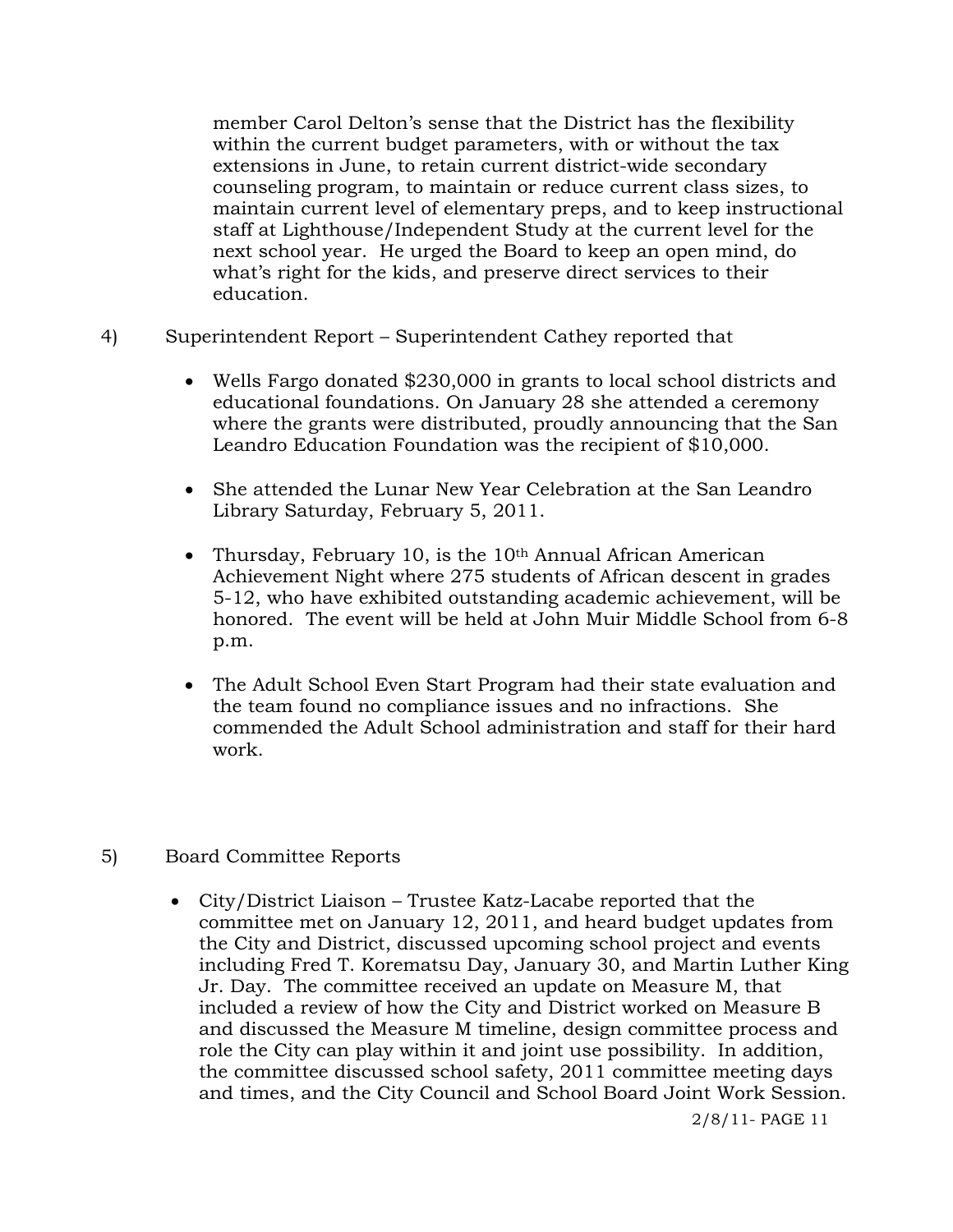member Carol Delton's sense that the District has the flexibility within the current budget parameters, with or without the tax extensions in June, to retain current district-wide secondary counseling program, to maintain or reduce current class sizes, to maintain current level of elementary preps, and to keep instructional staff at Lighthouse/Independent Study at the current level for the next school year. He urged the Board to keep an open mind, do what's right for the kids, and preserve direct services to their education.

4) Superintendent Report – Superintendent Cathey reported that

- Wells Fargo donated $230,000 in grants to local school districts and educational foundations. On January 28 she attended a ceremony where the grants were distributed, proudly announcing that the San Leandro Education Foundation was the recipient of $10,000.

- She attended the Lunar New Year Celebration at the San Leandro Library Saturday, February 5, 2011.

- Thursday, February 10, is the 10th Annual African American Achievement Night where 275 students of African descent in grades 5-12, who have exhibited outstanding academic achievement, will be honored. The event will be held at John Muir Middle School from 6-8 p.m.

- The Adult School Even Start Program had their state evaluation and the team found no compliance issues and no infractions. She commended the Adult School administration and staff for their hard work.

5) Board Committee Reports

- City/District Liaison – Trustee Katz-Lacabe reported that the committee met on January 12, 2011, and heard budget updates from the City and District, discussed upcoming school project and events including Fred T. Korematsu Day, January 30, and Martin Luther King Jr. Day. The committee received an update on Measure M, that included a review of how the City and District worked on Measure B and discussed the Measure M timeline, design committee process and role the City can play within it and joint use possibility. In addition, the committee discussed school safety, 2011 committee meeting days and times, and the City Council and School Board Joint Work Session.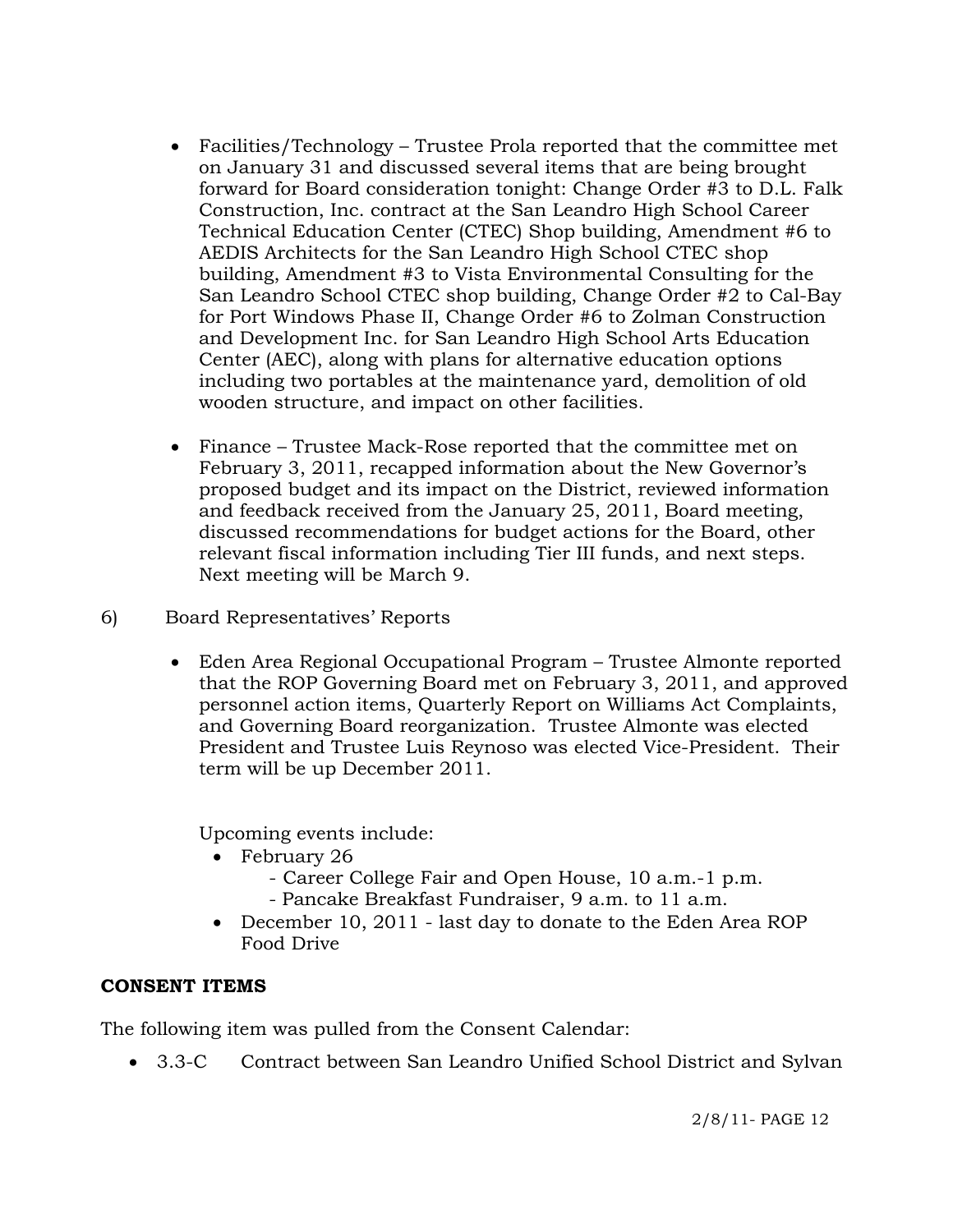- Facilities/Technology – Trustee Prola reported that the committee met on January 31 and discussed several items that are being brought forward for Board consideration tonight: Change Order #3 to D.L. Falk Construction, Inc. contract at the San Leandro High School Career Technical Education Center (CTEC) Shop building, Amendment #6 to AEDIS Architects for the San Leandro High School CTEC shop building, Amendment #3 to Vista Environmental Consulting for the San Leandro School CTEC shop building, Change Order #2 to Cal-Bay for Port Windows Phase II, Change Order #6 to Zolman Construction and Development Inc. for San Leandro High School Arts Education Center (AEC), along with plans for alternative education options including two portables at the maintenance yard, demolition of old wooden structure, and impact on other facilities.

- Finance – Trustee Mack-Rose reported that the committee met on February 3, 2011, recapped information about the New Governor's proposed budget and its impact on the District, reviewed information and feedback received from the January 25, 2011, Board meeting, discussed recommendations for budget actions for the Board, other relevant fiscal information including Tier III funds, and next steps. Next meeting will be March 9.

6) Board Representatives' Reports

- Eden Area Regional Occupational Program – Trustee Almonte reported that the ROP Governing Board met on February 3, 2011, and approved personnel action items, Quarterly Report on Williams Act Complaints, and Governing Board reorganization. Trustee Almonte was elected President and Trustee Luis Reynoso was elected Vice-President. Their term will be up December 2011.

  Upcoming events include:
  - February 26
    - Career College Fair and Open House, 10 a.m.-1 p.m.
    - Pancake Breakfast Fundraiser, 9 a.m. to 11 a.m.
  - December 10, 2011 - last day to donate to the Eden Area ROP Food Drive

**CONSENT ITEMS**

The following item was pulled from the Consent Calendar:

- 3.3-C Contract between San Leandro Unified School District and Sylvan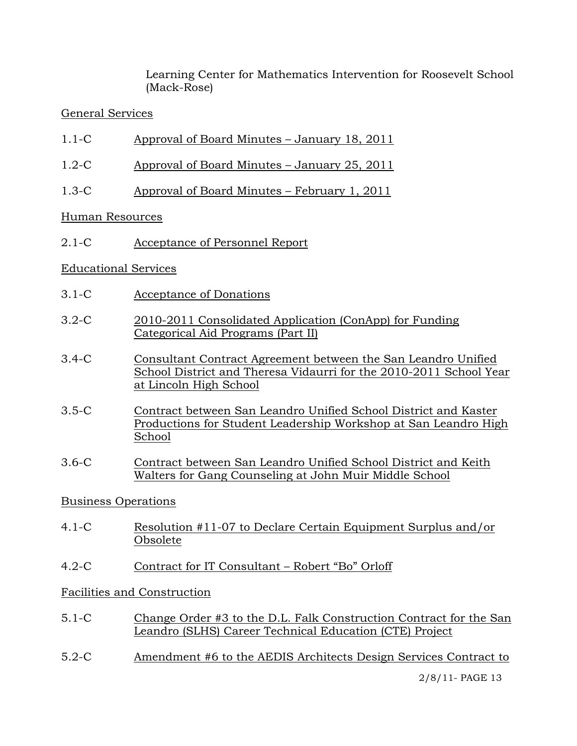Learning Center for Mathematics Intervention for Roosevelt School (Mack-Rose)

General Services

1.1-C Approval of Board Minutes – January 18, 2011

1.2-C Approval of Board Minutes – January 25, 2011

1.3-C Approval of Board Minutes – February 1, 2011

Human Resources

2.1-C Acceptance of Personnel Report

Educational Services

3.1-C Acceptance of Donations

3.2-C 2010-2011 Consolidated Application (ConApp) for Funding Categorical Aid Programs (Part II)

3.4-C Consultant Contract Agreement between the San Leandro Unified School District and Theresa Vidaurri for the 2010-2011 School Year at Lincoln High School

3.5-C Contract between San Leandro Unified School District and Kaster Productions for Student Leadership Workshop at San Leandro High School

3.6-C Contract between San Leandro Unified School District and Keith Walters for Gang Counseling at John Muir Middle School

Business Operations

4.1-C Resolution #11-07 to Declare Certain Equipment Surplus and/or Obsolete

4.2-C Contract for IT Consultant – Robert "Bo" Orloff

Facilities and Construction

5.1-C Change Order #3 to the D.L. Falk Construction Contract for the San Leandro (SLHS) Career Technical Education (CTE) Project

5.2-C Amendment #6 to the AEDIS Architects Design Services Contract to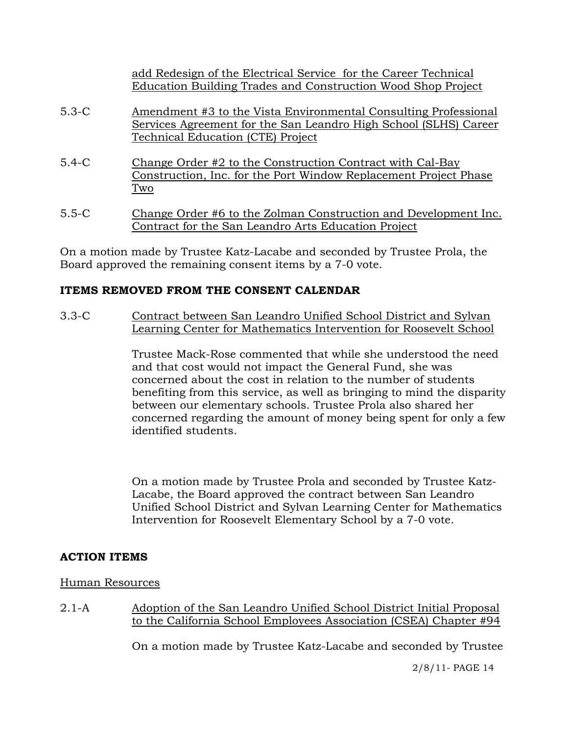add Redesign of the Electrical Service for the Career Technical Education Building Trades and Construction Wood Shop Project

5.3-C Amendment #3 to the Vista Environmental Consulting Professional Services Agreement for the San Leandro High School (SLHS) Career Technical Education (CTE) Project

5.4-C Change Order #2 to the Construction Contract with Cal-Bay Construction, Inc. for the Port Window Replacement Project Phase Two

5.5-C Change Order #6 to the Zolman Construction and Development Inc. Contract for the San Leandro Arts Education Project

On a motion made by Trustee Katz-Lacabe and seconded by Trustee Prola, the Board approved the remaining consent items by a 7-0 vote.

**ITEMS REMOVED FROM THE CONSENT CALENDAR**

3.3-C Contract between San Leandro Unified School District and Sylvan Learning Center for Mathematics Intervention for Roosevelt School

Trustee Mack-Rose commented that while she understood the need and that cost would not impact the General Fund, she was concerned about the cost in relation to the number of students benefiting from this service, as well as bringing to mind the disparity between our elementary schools. Trustee Prola also shared her concerned regarding the amount of money being spent for only a few identified students.

On a motion made by Trustee Prola and seconded by Trustee Katz-Lacabe, the Board approved the contract between San Leandro Unified School District and Sylvan Learning Center for Mathematics Intervention for Roosevelt Elementary School by a 7-0 vote.

**ACTION ITEMS**

Human Resources

2.1-A Adoption of the San Leandro Unified School District Initial Proposal to the California School Employees Association (CSEA) Chapter #94

On a motion made by Trustee Katz-Lacabe and seconded by Trustee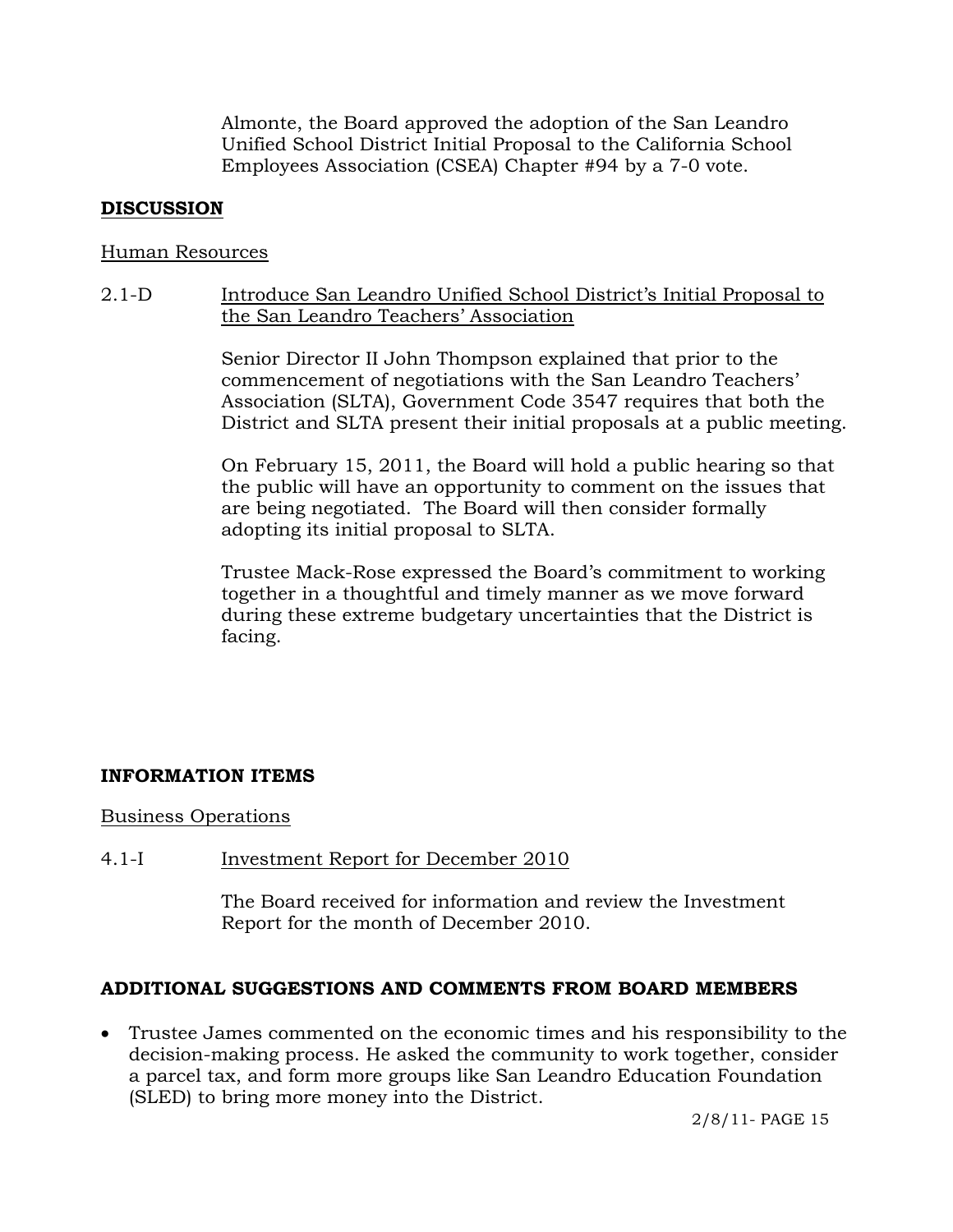Almonte, the Board approved the adoption of the San Leandro Unified School District Initial Proposal to the California School Employees Association (CSEA) Chapter #94 by a 7-0 vote.

## DISCUSSION

Human Resources

2.1-D Introduce San Leandro Unified School District's Initial Proposal to the San Leandro Teachers' Association

Senior Director II John Thompson explained that prior to the commencement of negotiations with the San Leandro Teachers' Association (SLTA), Government Code 3547 requires that both the District and SLTA present their initial proposals at a public meeting.

On February 15, 2011, the Board will hold a public hearing so that the public will have an opportunity to comment on the issues that are being negotiated. The Board will then consider formally adopting its initial proposal to SLTA.

Trustee Mack-Rose expressed the Board's commitment to working together in a thoughtful and timely manner as we move forward during these extreme budgetary uncertainties that the District is facing.

## INFORMATION ITEMS

Business Operations

4.1-I Investment Report for December 2010

The Board received for information and review the Investment Report for the month of December 2010.

## ADDITIONAL SUGGESTIONS AND COMMENTS FROM BOARD MEMBERS

- Trustee James commented on the economic times and his responsibility to the decision-making process. He asked the community to work together, consider a parcel tax, and form more groups like San Leandro Education Foundation (SLED) to bring more money into the District.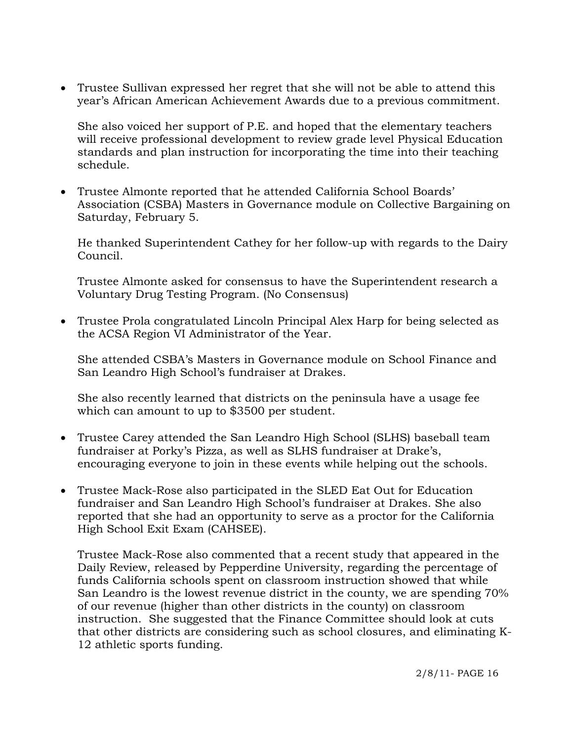- Trustee Sullivan expressed her regret that she will not be able to attend this year's African American Achievement Awards due to a previous commitment.

  She also voiced her support of P.E. and hoped that the elementary teachers will receive professional development to review grade level Physical Education standards and plan instruction for incorporating the time into their teaching schedule.

- Trustee Almonte reported that he attended California School Boards' Association (CSBA) Masters in Governance module on Collective Bargaining on Saturday, February 5.

  He thanked Superintendent Cathey for her follow-up with regards to the Dairy Council.

  Trustee Almonte asked for consensus to have the Superintendent research a Voluntary Drug Testing Program. (No Consensus)

- Trustee Prola congratulated Lincoln Principal Alex Harp for being selected as the ACSA Region VI Administrator of the Year.

  She attended CSBA's Masters in Governance module on School Finance and San Leandro High School's fundraiser at Drakes.

  She also recently learned that districts on the peninsula have a usage fee which can amount to up to $3500 per student.

- Trustee Carey attended the San Leandro High School (SLHS) baseball team fundraiser at Porky's Pizza, as well as SLHS fundraiser at Drake's, encouraging everyone to join in these events while helping out the schools.

- Trustee Mack-Rose also participated in the SLED Eat Out for Education fundraiser and San Leandro High School's fundraiser at Drakes. She also reported that she had an opportunity to serve as a proctor for the California High School Exit Exam (CAHSEE).

  Trustee Mack-Rose also commented that a recent study that appeared in the Daily Review, released by Pepperdine University, regarding the percentage of funds California schools spent on classroom instruction showed that while San Leandro is the lowest revenue district in the county, we are spending 70% of our revenue (higher than other districts in the county) on classroom instruction. She suggested that the Finance Committee should look at cuts that other districts are considering such as school closures, and eliminating K-12 athletic sports funding.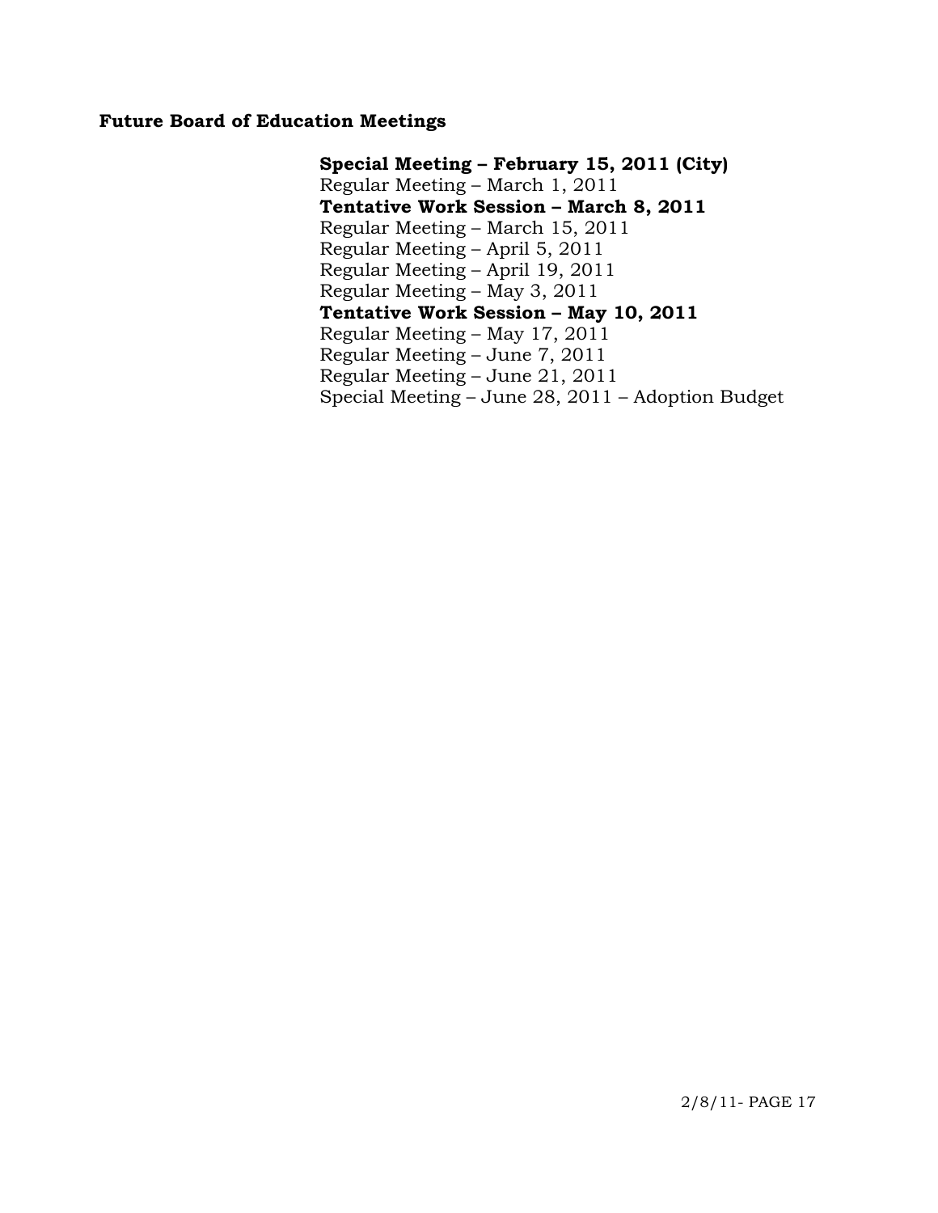**Future Board of Education Meetings**

**Special Meeting – February 15, 2011 (City)**
Regular Meeting – March 1, 2011
**Tentative Work Session – March 8, 2011**
Regular Meeting – March 15, 2011
Regular Meeting – April 5, 2011
Regular Meeting – April 19, 2011
Regular Meeting – May 3, 2011
**Tentative Work Session – May 10, 2011**
Regular Meeting – May 17, 2011
Regular Meeting – June 7, 2011
Regular Meeting – June 21, 2011
Special Meeting – June 28, 2011 – Adoption Budget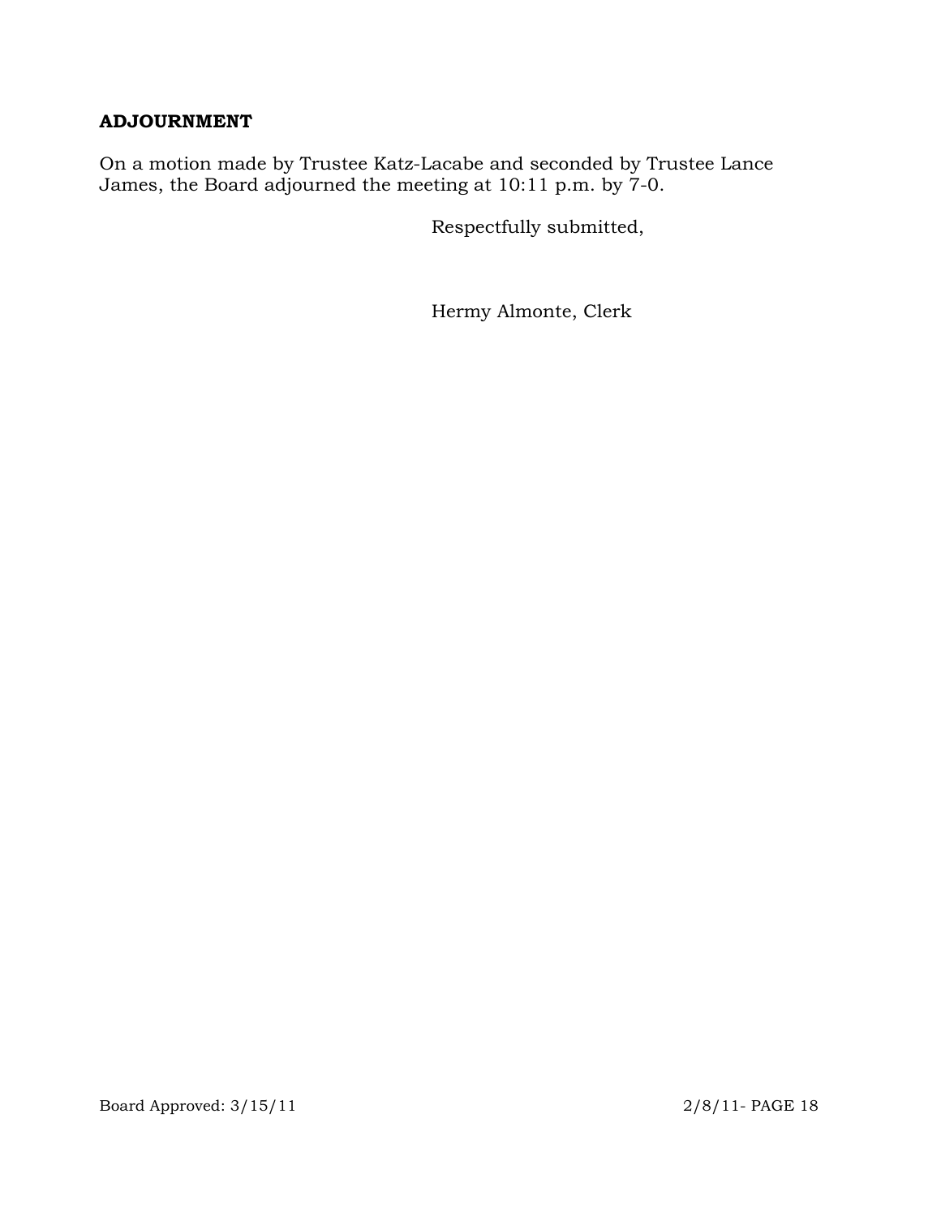**ADJOURNMENT**

On a motion made by Trustee Katz-Lacabe and seconded by Trustee Lance James, the Board adjourned the meeting at 10:11 p.m. by 7-0.

Respectfully submitted,

Hermy Almonte, Clerk